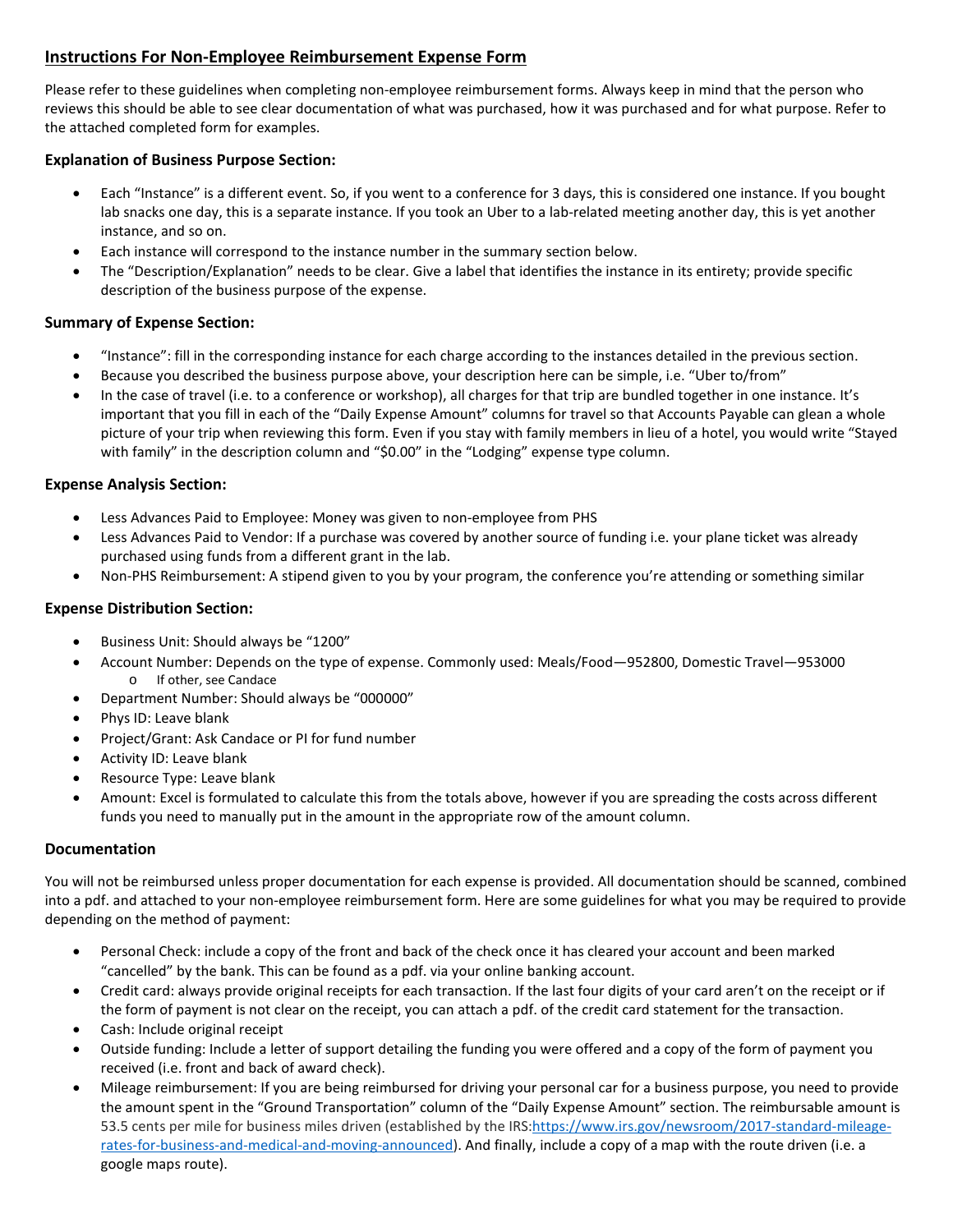## Instructions For Non-Employee Reimbursement Expense Form

Please refer to these guidelines when completing non-employee reimbursement forms. Always keep in mind that the person who reviews this should be able to see clear documentation of what was purchased, how it was purchased and for what purpose. Refer to the attached completed form for examples.

### Explanation of Business Purpose Section:

- Each "Instance" is a different event. So, if you went to a conference for 3 days, this is considered one instance. If you bought lab snacks one day, this is a separate instance. If you took an Uber to a lab-related meeting another day, this is yet another instance, and so on.
- Each instance will correspond to the instance number in the summary section below.
- The "Description/Explanation" needs to be clear. Give a label that identifies the instance in its entirety; provide specific description of the business purpose of the expense.

### Summary of Expense Section:

- "Instance": fill in the corresponding instance for each charge according to the instances detailed in the previous section.
- Because you described the business purpose above, your description here can be simple, i.e. "Uber to/from"
- In the case of travel (i.e. to a conference or workshop), all charges for that trip are bundled together in one instance. It's important that you fill in each of the "Daily Expense Amount" columns for travel so that Accounts Payable can glean a whole picture of your trip when reviewing this form. Even if you stay with family members in lieu of a hotel, you would write "Stayed with family" in the description column and "$0.00" in the "Lodging" expense type column.

### Expense Analysis Section:

- Less Advances Paid to Employee: Money was given to non-employee from PHS
- Less Advances Paid to Vendor: If a purchase was covered by another source of funding i.e. your plane ticket was already purchased using funds from a different grant in the lab.
- Non-PHS Reimbursement: A stipend given to you by your program, the conference you're attending or something similar

### Expense Distribution Section:

- Business Unit: Should always be "1200"
- Account Number: Depends on the type of expense. Commonly used: Meals/Food—952800, Domestic Travel—953000
  - If other, see Candace
- Department Number: Should always be "000000"
- Phys ID: Leave blank
- Project/Grant: Ask Candace or PI for fund number
- Activity ID: Leave blank
- Resource Type: Leave blank
- Amount: Excel is formulated to calculate this from the totals above, however if you are spreading the costs across different funds you need to manually put in the amount in the appropriate row of the amount column.

### Documentation

You will not be reimbursed unless proper documentation for each expense is provided. All documentation should be scanned, combined into a pdf. and attached to your non-employee reimbursement form. Here are some guidelines for what you may be required to provide depending on the method of payment:

- Personal Check: include a copy of the front and back of the check once it has cleared your account and been marked "cancelled" by the bank. This can be found as a pdf. via your online banking account.
- Credit card: always provide original receipts for each transaction. If the last four digits of your card aren't on the receipt or if the form of payment is not clear on the receipt, you can attach a pdf. of the credit card statement for the transaction.
- Cash: Include original receipt
- Outside funding: Include a letter of support detailing the funding you were offered and a copy of the form of payment you received (i.e. front and back of award check).
- Mileage reimbursement: If you are being reimbursed for driving your personal car for a business purpose, you need to provide the amount spent in the "Ground Transportation" column of the "Daily Expense Amount" section. The reimbursable amount is 53.5 cents per mile for business miles driven (established by the IRS:[https://www.irs.gov/newsroom/2017-standard-mileage-rates-for-business-and-medical-and-moving-announced](https://www.irs.gov/newsroom/2017-standard-mileage-rates-for-business-and-medical-and-moving-announced)). And finally, include a copy of a map with the route driven (i.e. a google maps route).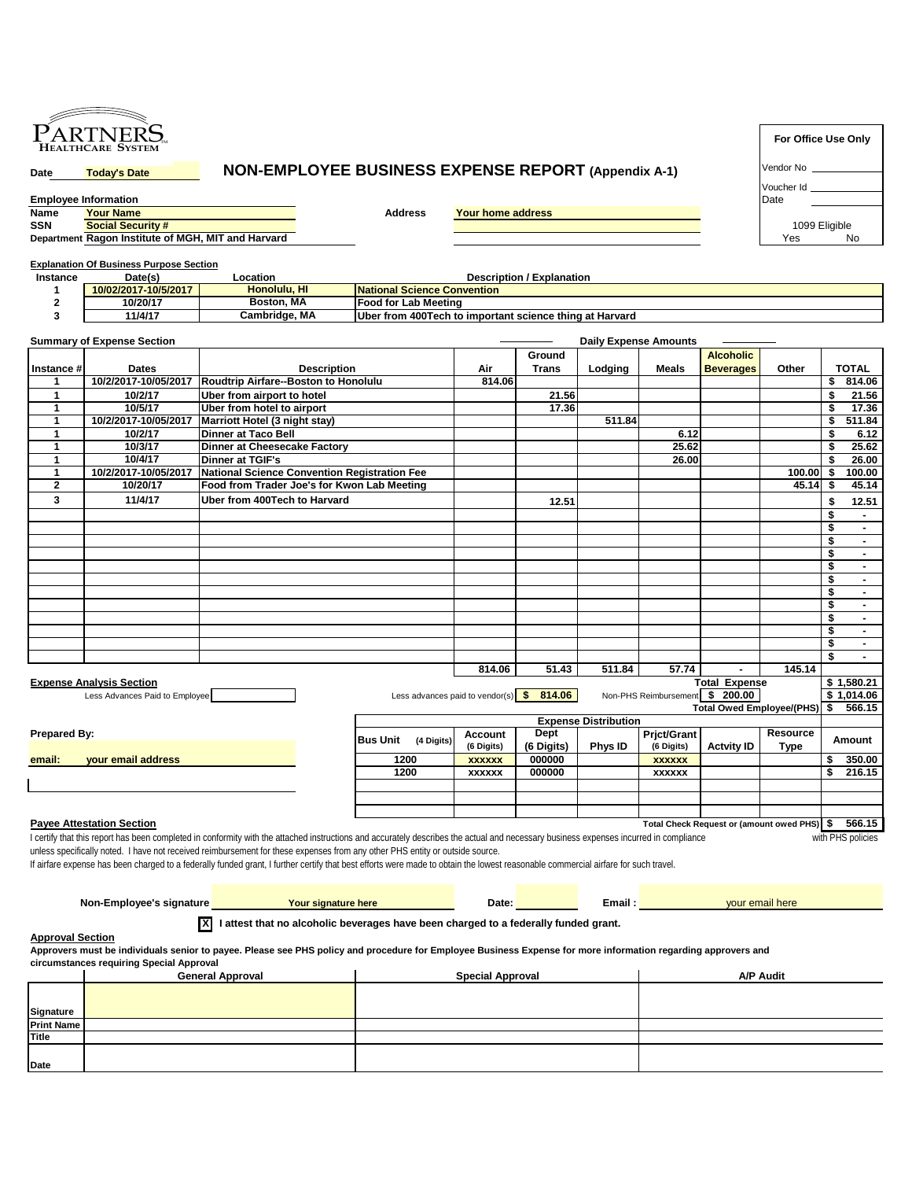PARTNERS HEALTHCARE SYSTEM

| For Office Use Only |
|---|
| Vendor No |
| Voucher Id |
| Date |
| 1099 Eligible Yes No |

**Date** Today's Date

# NON-EMPLOYEE BUSINESS EXPENSE REPORT (Appendix A-1)

**Employee Information**

**Name** Your Name

**SSN** Social Security #

**Department** Ragon Institute of MGH, MIT and Harvard

**Address** Your home address

**Explanation Of Business Purpose Section**

| Instance | Date(s) | Location | Description / Explanation |
|---|---|---|---|
| 1 | 10/02/2017-10/5/2017 | Honolulu, HI | National Science Convention |
| 2 | 10/20/17 | Boston, MA | Food for Lab Meeting |
| 3 | 11/4/17 | Cambridge, MA | Uber from 400Tech to important science thing at Harvard |

**Summary of Expense Section** — Daily Expense Amounts

| Instance # | Dates | Description | Air | Ground Trans | Lodging | Meals | Alcoholic Beverages | Other | TOTAL |
|---|---|---|---|---|---|---|---|---|---|
| 1 | 10/2/2017-10/05/2017 | Roudtrip Airfare--Boston to Honolulu | 814.06 | | | | | | $ 814.06 |
| 1 | 10/2/17 | Uber from airport to hotel | | 21.56 | | | | | $ 21.56 |
| 1 | 10/5/17 | Uber from hotel to airport | | 17.36 | | | | | $ 17.36 |
| 1 | 10/2/2017-10/05/2017 | Marriott Hotel (3 night stay) | | | 511.84 | | | | $ 511.84 |
| 1 | 10/2/17 | Dinner at Taco Bell | | | | 6.12 | | | $ 6.12 |
| 1 | 10/3/17 | Dinner at Cheesecake Factory | | | | 25.62 | | | $ 25.62 |
| 1 | 10/4/17 | Dinner at TGIF's | | | | 26.00 | | | $ 26.00 |
| 1 | 10/2/2017-10/05/2017 | National Science Convention Registration Fee | | | | | | 100.00 | $ 100.00 |
| 2 | 10/20/17 | Food from Trader Joe's for Kwon Lab Meeting | | | | | | 45.14 | $ 45.14 |
| 3 | 11/4/17 | Uber from 400Tech to Harvard | | 12.51 | | | | | $ 12.51 |
| | | | | | | | | | $ - |
| | | | | | | | | | $ - |
| | | | | | | | | | $ - |
| | | | | | | | | | $ - |
| | | | | | | | | | $ - |
| | | | | | | | | | $ - |
| | | | | | | | | | $ - |
| | | | | | | | | | $ - |
| | | | | | | | | | $ - |
| | | | | | | | | | $ - |
| | | | | | | | | | $ - |
| | | | | | | | | | $ - |
| | | | 814.06 | 51.43 | 511.84 | 57.74 | - | 145.14 | |

**Expense Analysis Section**

Less Advances Paid to Employee

Less advances paid to vendor(s) $ 814.06

Non-PHS Reimbursement $ 200.00

Total Expense $ 1,580.21

$ 1,014.06

Total Owed Employee/(PHS) $ 566.15

**Prepared By:**

**email:** your email address

| | Expense Distribution | | | | | | | |
|---|---|---|---|---|---|---|---|---|
| Bus Unit (4 Digits) | Account (6 Digits) | Dept (6 Digits) | Phys ID | Prjct/Grant (6 Digits) | Actvity ID | Resource Type | Amount |
| 1200 | xxxxxx | 000000 | | xxxxxx | | | $ 350.00 |
| 1200 | xxxxxx | 000000 | | xxxxxx | | | $ 216.15 |
| | | | | | | | |
| | | | | | | | |

**Payee Attestation Section**

Total Check Request or (amount owed PHS) $ 566.15

I certify that this report has been completed in conformity with the attached instructions and accurately describes the actual and necessary business expenses incurred in compliance with PHS policies unless specifically noted. I have not received reimbursement for these expenses from any other PHS entity or outside source.

If airfare expense has been charged to a federally funded grant, I further certify that best efforts were made to obtain the lowest reasonable commercial airfare for such travel.

**Non-Employee's signature** Your signature here **Date:** **Email :** your email here

[X] **I attest that no alcoholic beverages have been charged to a federally funded grant.**

**Approval Section**

**Approvers must be individuals senior to payee. Please see PHS policy and procedure for Employee Business Expense for more information regarding approvers and circumstances requiring Special Approval**

| | General Approval | Special Approval | A/P Audit |
|---|---|---|---|
| Signature | | | |
| Print Name | | | |
| Title | | | |
| Date | | | |